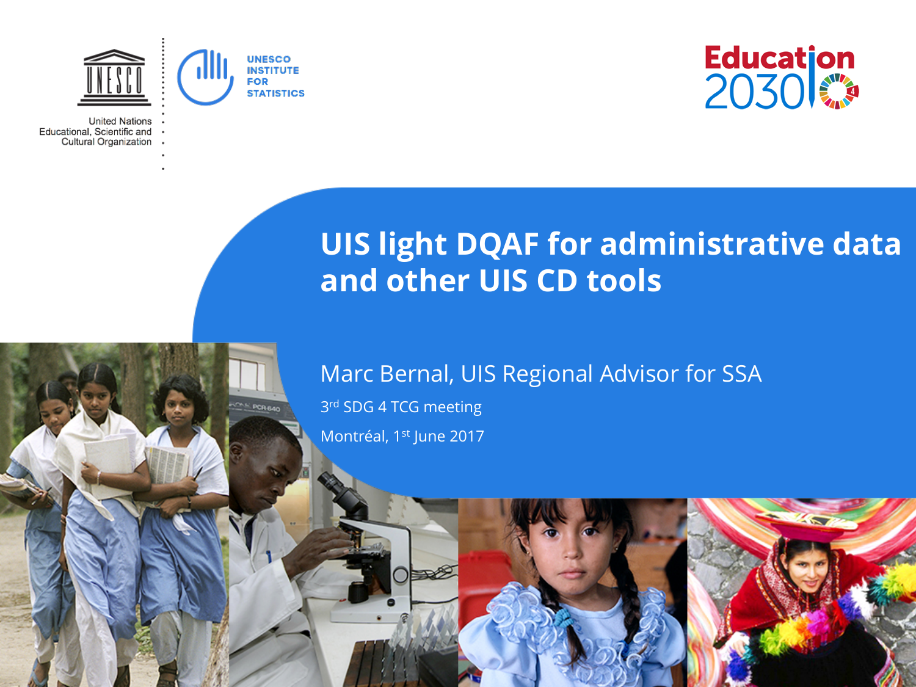United Nations Educational, Scientific and Cultural Organization

UNESCO INSTITUTE FOR STATISTICS

Education 2030

# UIS light DQAF for administrative data and other UIS CD tools

Marc Bernal, UIS Regional Advisor for SSA

3rd SDG 4 TCG meeting

Montréal, 1st June 2017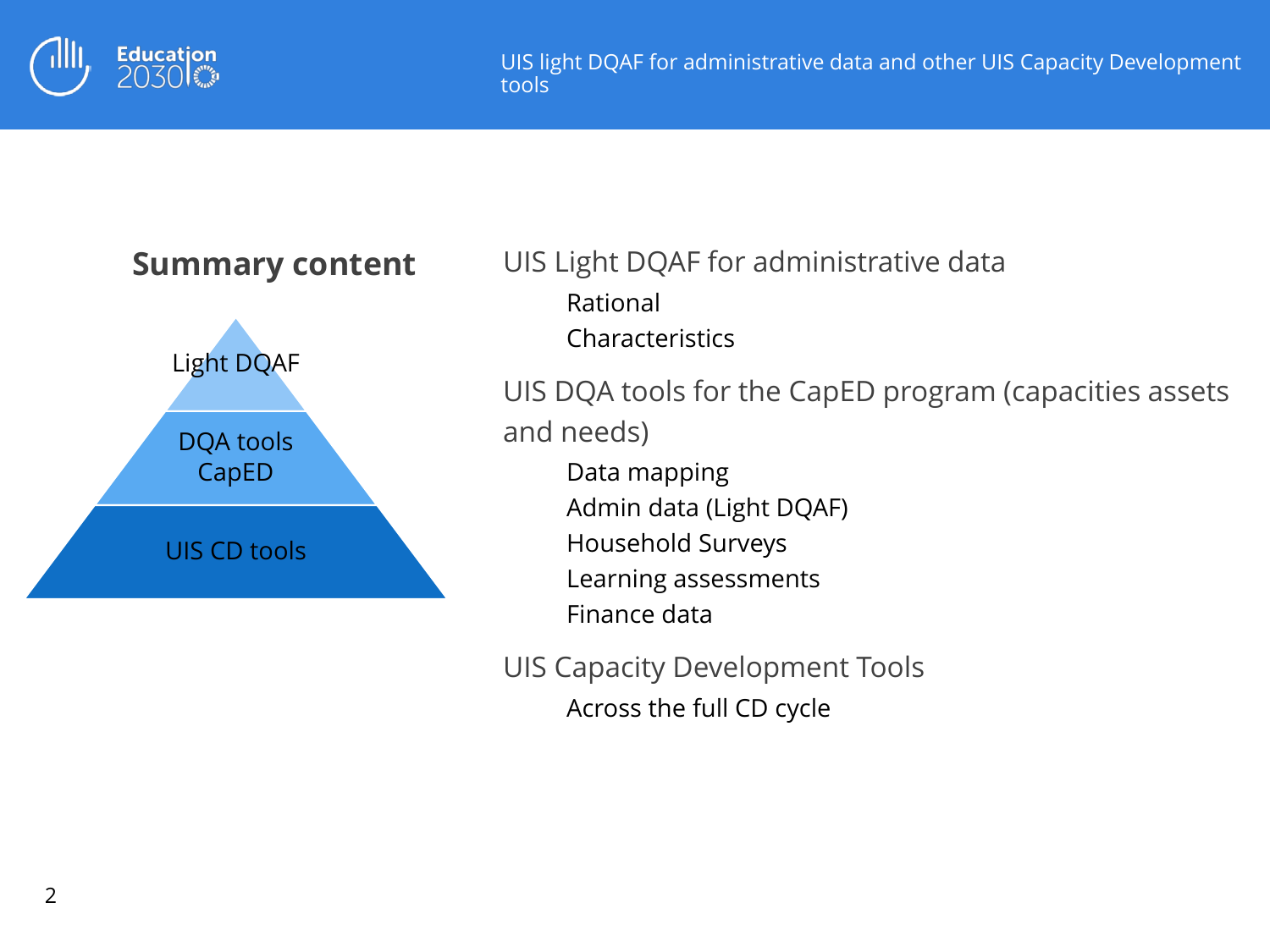## Summary content

Light DQAF

DQA tools CapED

UIS CD tools

### UIS Light DQAF for administrative data

- Rational
- Characteristics

### UIS DQA tools for the CapED program (capacities assets and needs)

- Data mapping
- Admin data (Light DQAF)
- Household Surveys
- Learning assessments
- Finance data

### UIS Capacity Development Tools

- Across the full CD cycle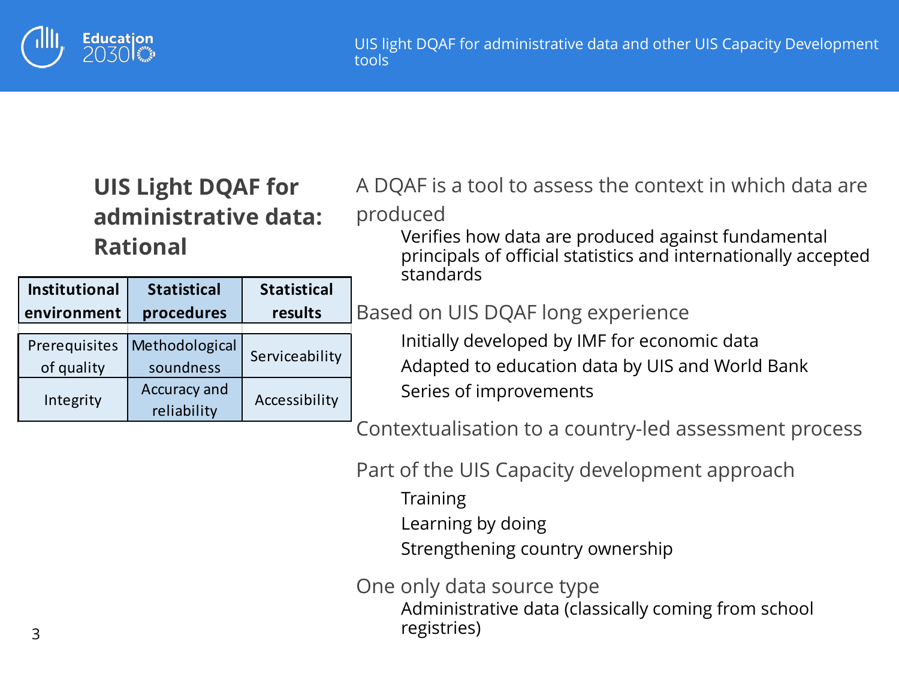## UIS Light DQAF for administrative data: Rational

| Institutional environment | Statistical procedures | Statistical results |
|---|---|---|
| Prerequisites of quality | Methodological soundness | Serviceability |
| Integrity | Accuracy and reliability | Accessibility |

A DQAF is a tool to assess the context in which data are produced

- Verifies how data are produced against fundamental principals of official statistics and internationally accepted standards

Based on UIS DQAF long experience

- Initially developed by IMF for economic data
- Adapted to education data by UIS and World Bank
- Series of improvements

Contextualisation to a country-led assessment process

Part of the UIS Capacity development approach

- Training
- Learning by doing
- Strengthening country ownership

One only data source type

- Administrative data (classically coming from school registries)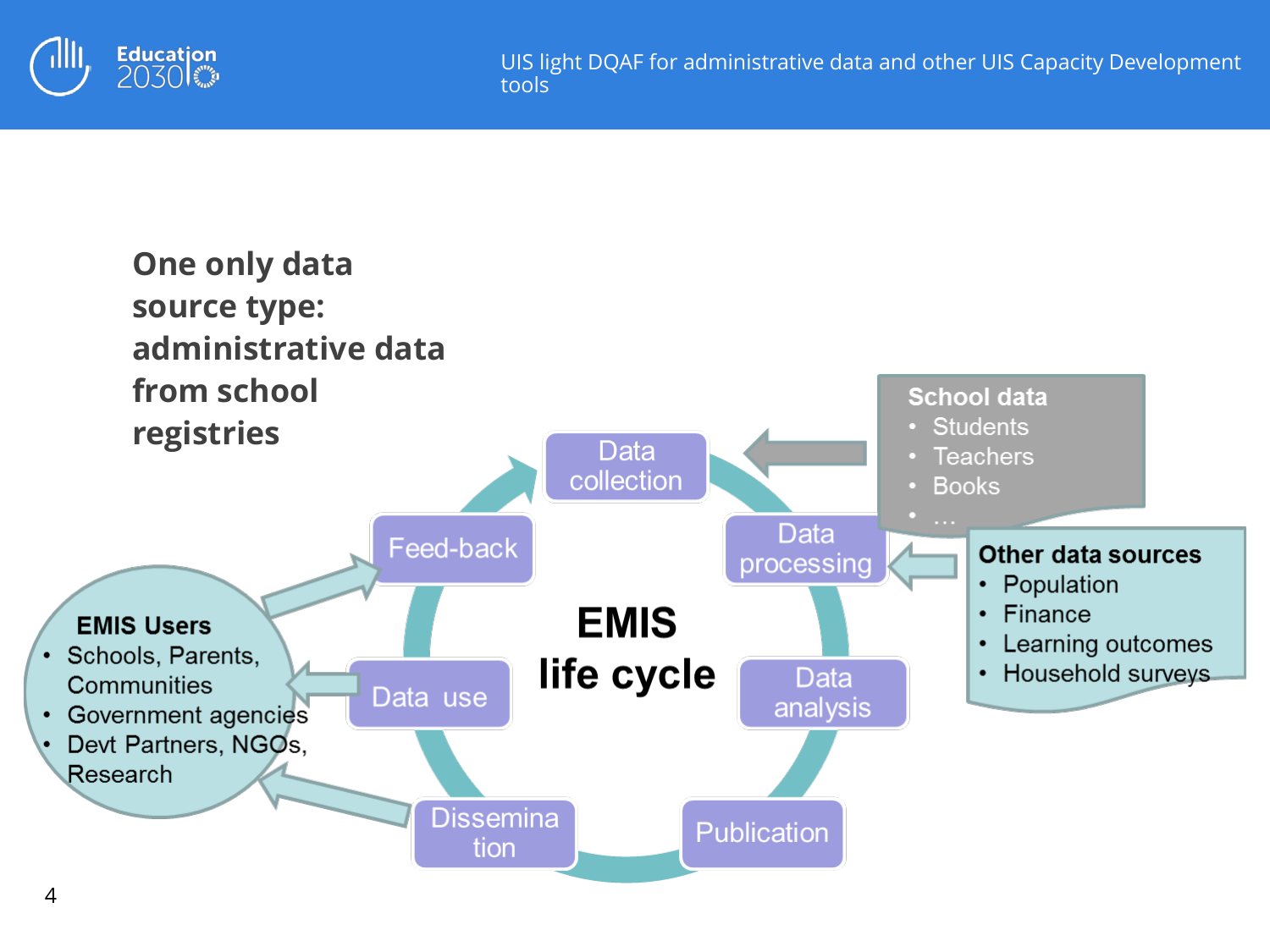## One only data source type: administrative data from school registries

**EMIS life cycle**

- Data collection
- Data processing
- Data analysis
- Publication
- Dissemination
- Data use
- Feed-back

**School data**
- Students
- Teachers
- Books
- …

**Other data sources**
- Population
- Finance
- Learning outcomes
- Household surveys

**EMIS Users**
- Schools, Parents, Communities
- Government agencies
- Devt Partners, NGOs, Research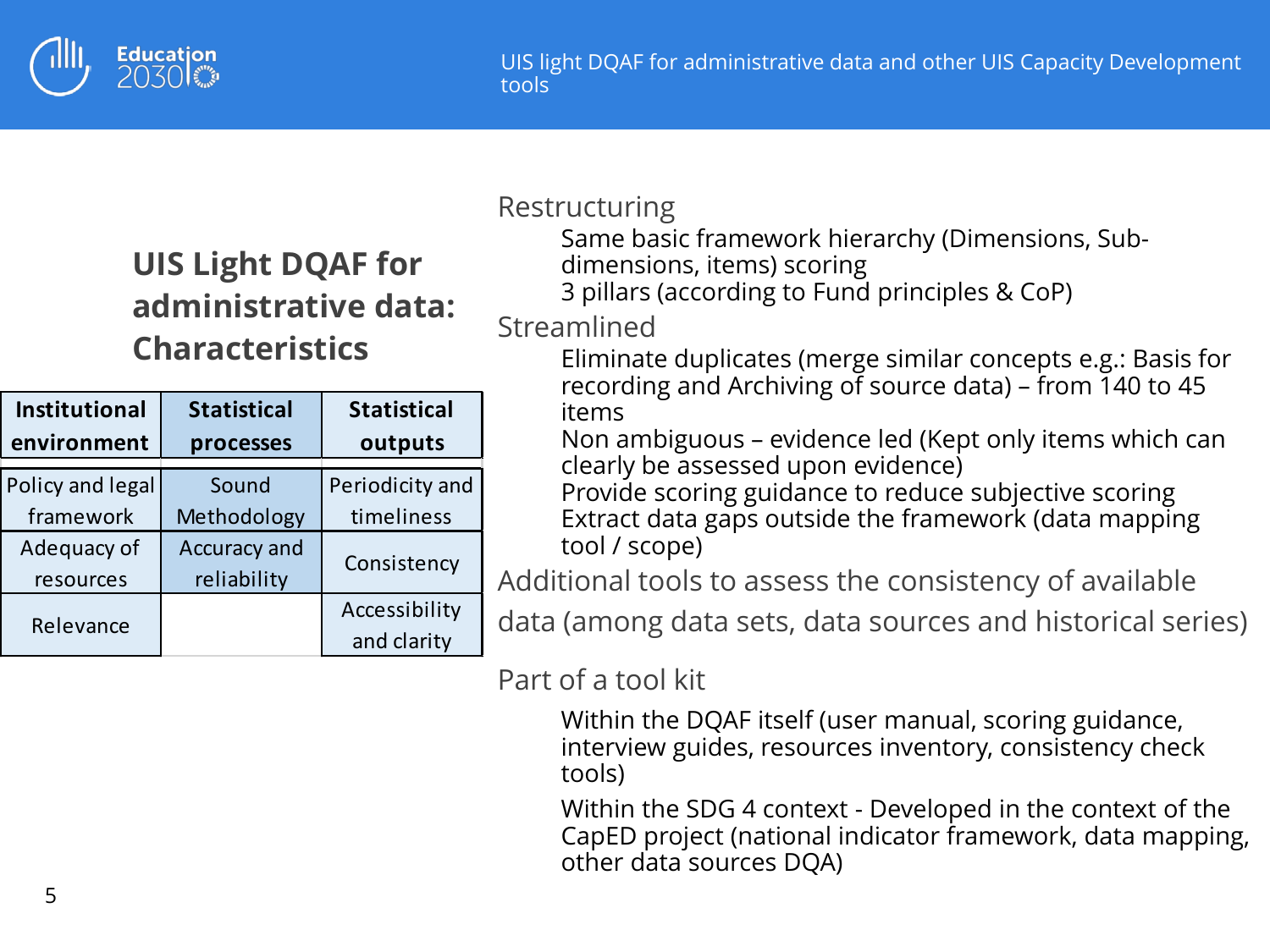## UIS Light DQAF for administrative data: Characteristics

| Institutional environment | Statistical processes | Statistical outputs |
|---|---|---|
| Policy and legal framework | Sound Methodology | Periodicity and timeliness |
| Adequacy of resources | Accuracy and reliability | Consistency |
| Relevance | | Accessibility and clarity |

Restructuring

- Same basic framework hierarchy (Dimensions, Sub-dimensions, items) scoring
- 3 pillars (according to Fund principles & CoP)

Streamlined

- Eliminate duplicates (merge similar concepts e.g.: Basis for recording and Archiving of source data) – from 140 to 45 items
- Non ambiguous – evidence led (Kept only items which can clearly be assessed upon evidence)
- Provide scoring guidance to reduce subjective scoring
- Extract data gaps outside the framework (data mapping tool / scope)

Additional tools to assess the consistency of available data (among data sets, data sources and historical series)

Part of a tool kit

- Within the DQAF itself (user manual, scoring guidance, interview guides, resources inventory, consistency check tools)
- Within the SDG 4 context - Developed in the context of the CapED project (national indicator framework, data mapping, other data sources DQA)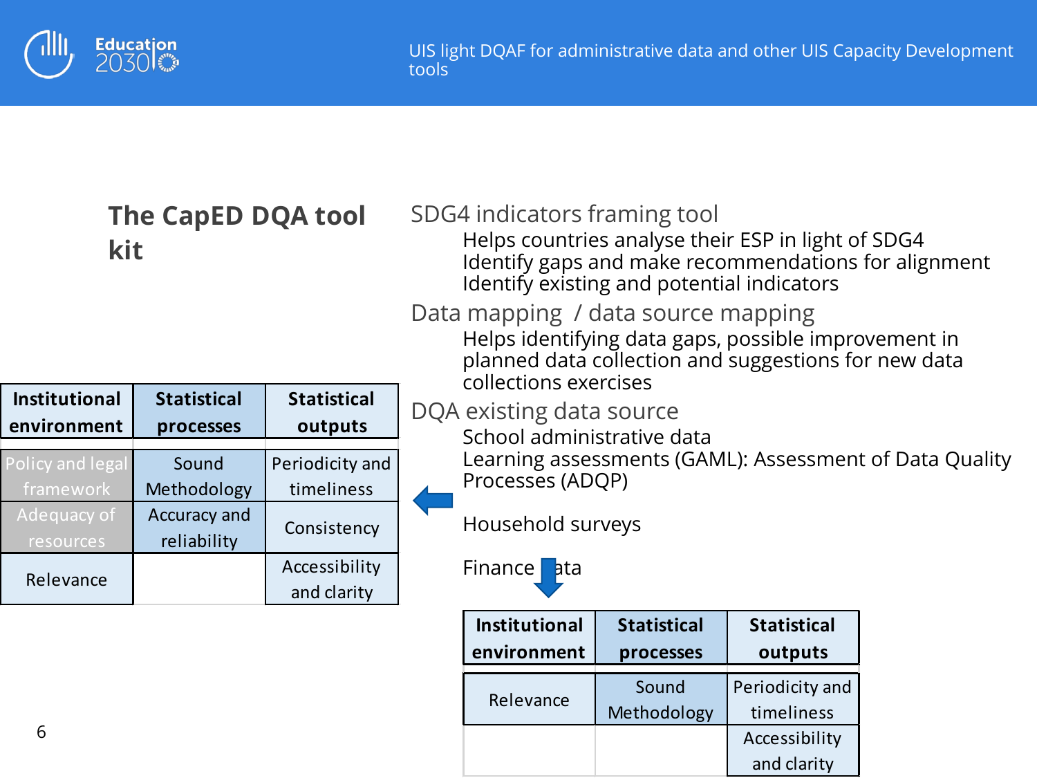## The CapED DQA tool kit

| Institutional environment | Statistical processes | Statistical outputs |
| --- | --- | --- |
| Policy and legal framework | Sound Methodology | Periodicity and timeliness |
| Adequacy of resources | Accuracy and reliability | Consistency |
| Relevance | | Accessibility and clarity |

SDG4 indicators framing tool

- Helps countries analyse their ESP in light of SDG4
- Identify gaps and make recommendations for alignment
- Identify existing and potential indicators

Data mapping / data source mapping

- Helps identifying data gaps, possible improvement in planned data collection and suggestions for new data collections exercises

DQA existing data source

- School administrative data
- Learning assessments (GAML): Assessment of Data Quality Processes (ADQP)
- Household surveys
- Finance data

| Institutional environment | Statistical processes | Statistical outputs |
| --- | --- | --- |
| Relevance | Sound Methodology | Periodicity and timeliness |
| | | Accessibility and clarity |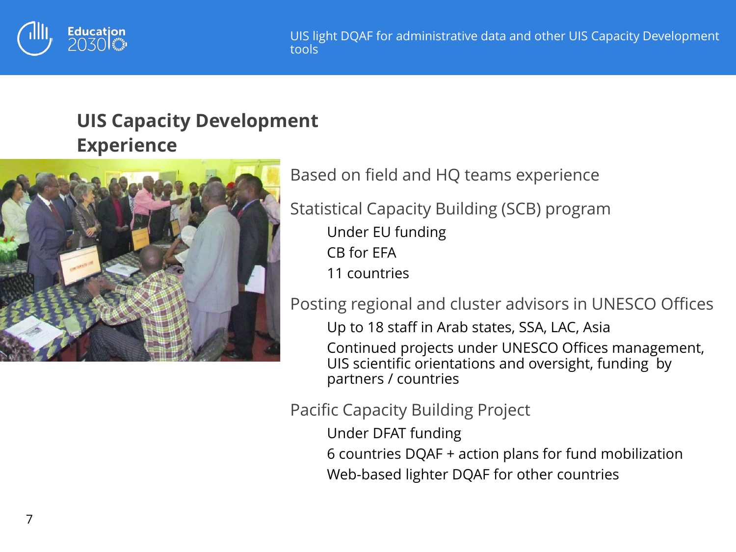## UIS Capacity Development Experience

- Based on field and HQ teams experience
- Statistical Capacity Building (SCB) program
  - Under EU funding
  - CB for EFA
  - 11 countries
- Posting regional and cluster advisors in UNESCO Offices
  - Up to 18 staff in Arab states, SSA, LAC, Asia
  - Continued projects under UNESCO Offices management, UIS scientific orientations and oversight, funding by partners / countries
- Pacific Capacity Building Project
  - Under DFAT funding
  - 6 countries DQAF + action plans for fund mobilization
  - Web-based lighter DQAF for other countries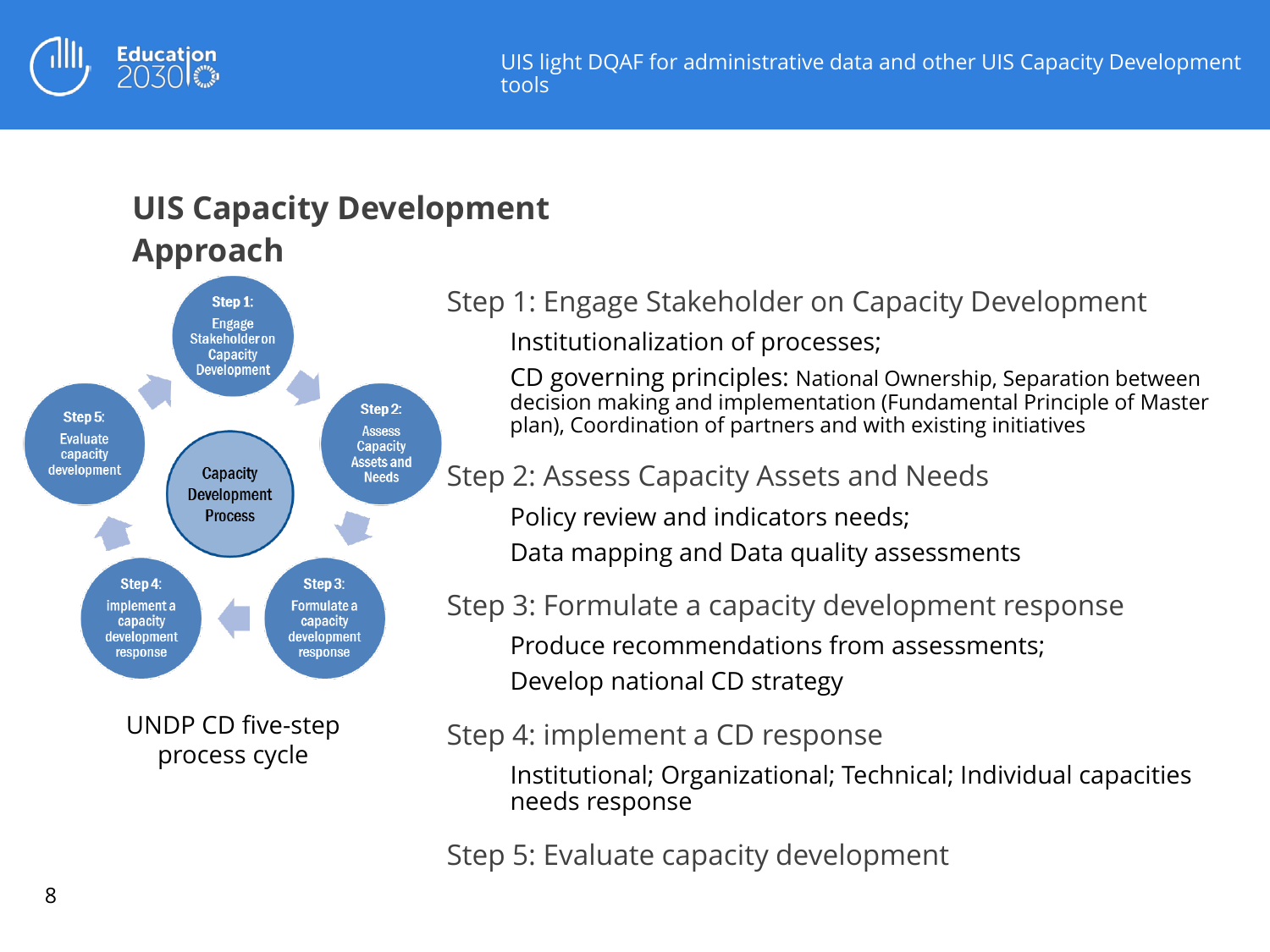## UIS Capacity Development Approach

Step 1: Engage Stakeholder on Capacity Development

Step 2: Assess Capacity Assets and Needs

Step 3: Formulate a capacity development response

Step 4: implement a capacity development response

Step 5: Evaluate capacity development

Capacity Development Process

UNDP CD five-step process cycle

### Step 1: Engage Stakeholder on Capacity Development

- Institutionalization of processes;
- CD governing principles: National Ownership, Separation between decision making and implementation (Fundamental Principle of Master plan), Coordination of partners and with existing initiatives

### Step 2: Assess Capacity Assets and Needs

- Policy review and indicators needs;
- Data mapping and Data quality assessments

### Step 3: Formulate a capacity development response

- Produce recommendations from assessments;
- Develop national CD strategy

### Step 4: implement a CD response

- Institutional; Organizational; Technical; Individual capacities needs response

### Step 5: Evaluate capacity development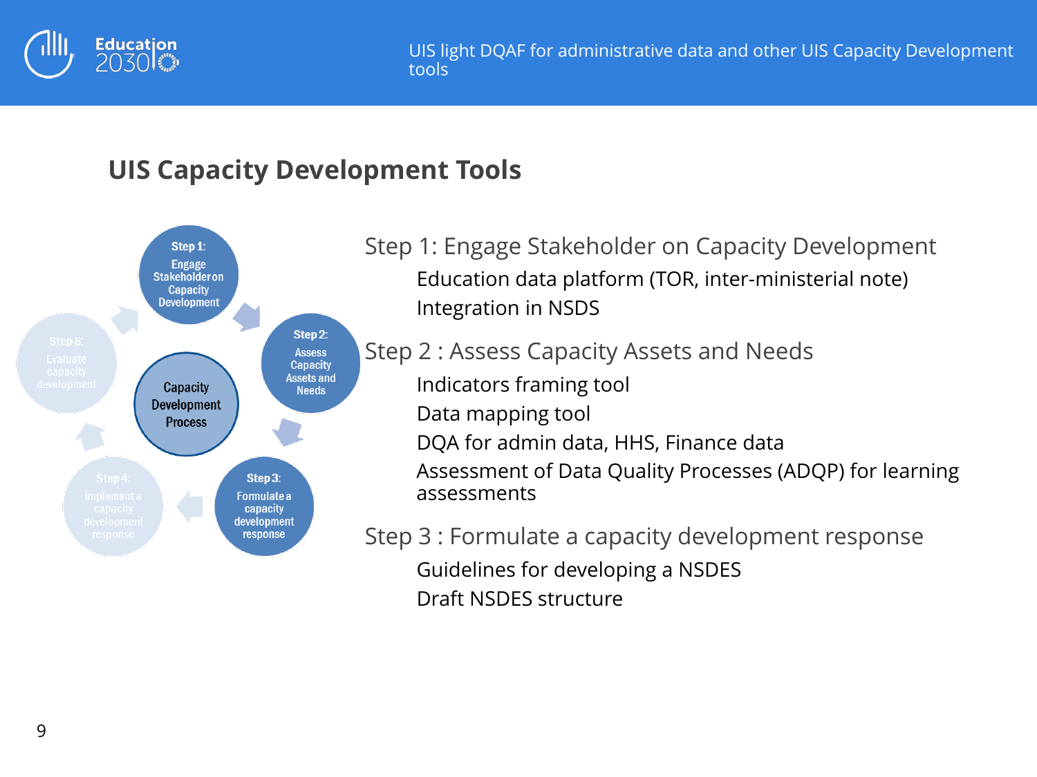## UIS Capacity Development Tools

Step 1: Engage Stakeholder on Capacity Development

Step 2: Assess Capacity Assets and Needs

Step 3: Formulate a capacity development response

Step 4: implement a capacity development response

Step 5: Evaluate capacity development

Capacity Development Process

**Step 1: Engage Stakeholder on Capacity Development**

- Education data platform (TOR, inter-ministerial note)
- Integration in NSDS

**Step 2 : Assess Capacity Assets and Needs**

- Indicators framing tool
- Data mapping tool
- DQA for admin data, HHS, Finance data
- Assessment of Data Quality Processes (ADQP) for learning assessments

**Step 3 : Formulate a capacity development response**

- Guidelines for developing a NSDES
- Draft NSDES structure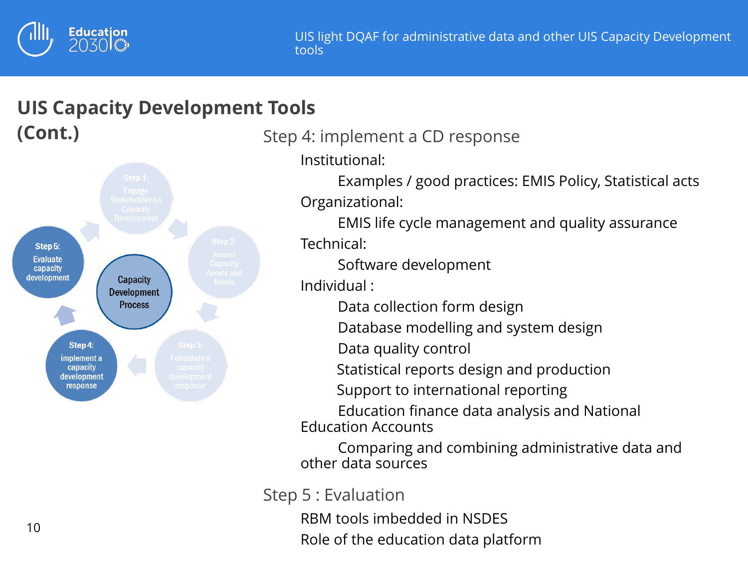## UIS Capacity Development Tools (Cont.)

Step 1: Engage Stakeholder on Capacity Development

Step 2: Assess Capacity Assets and Needs

Step 3: Formulate a capacity development response

Step 4: implement a capacity development response

Step 5: Evaluate capacity development

Capacity Development Process

### Step 4: implement a CD response

- Institutional:
  - Examples / good practices: EMIS Policy, Statistical acts
- Organizational:
  - EMIS life cycle management and quality assurance
- Technical:
  - Software development
- Individual :
  - Data collection form design
  - Database modelling and system design
  - Data quality control
  - Statistical reports design and production
  - Support to international reporting
  - Education finance data analysis and National Education Accounts
  - Comparing and combining administrative data and other data sources

### Step 5 : Evaluation

- RBM tools imbedded in NSDES
- Role of the education data platform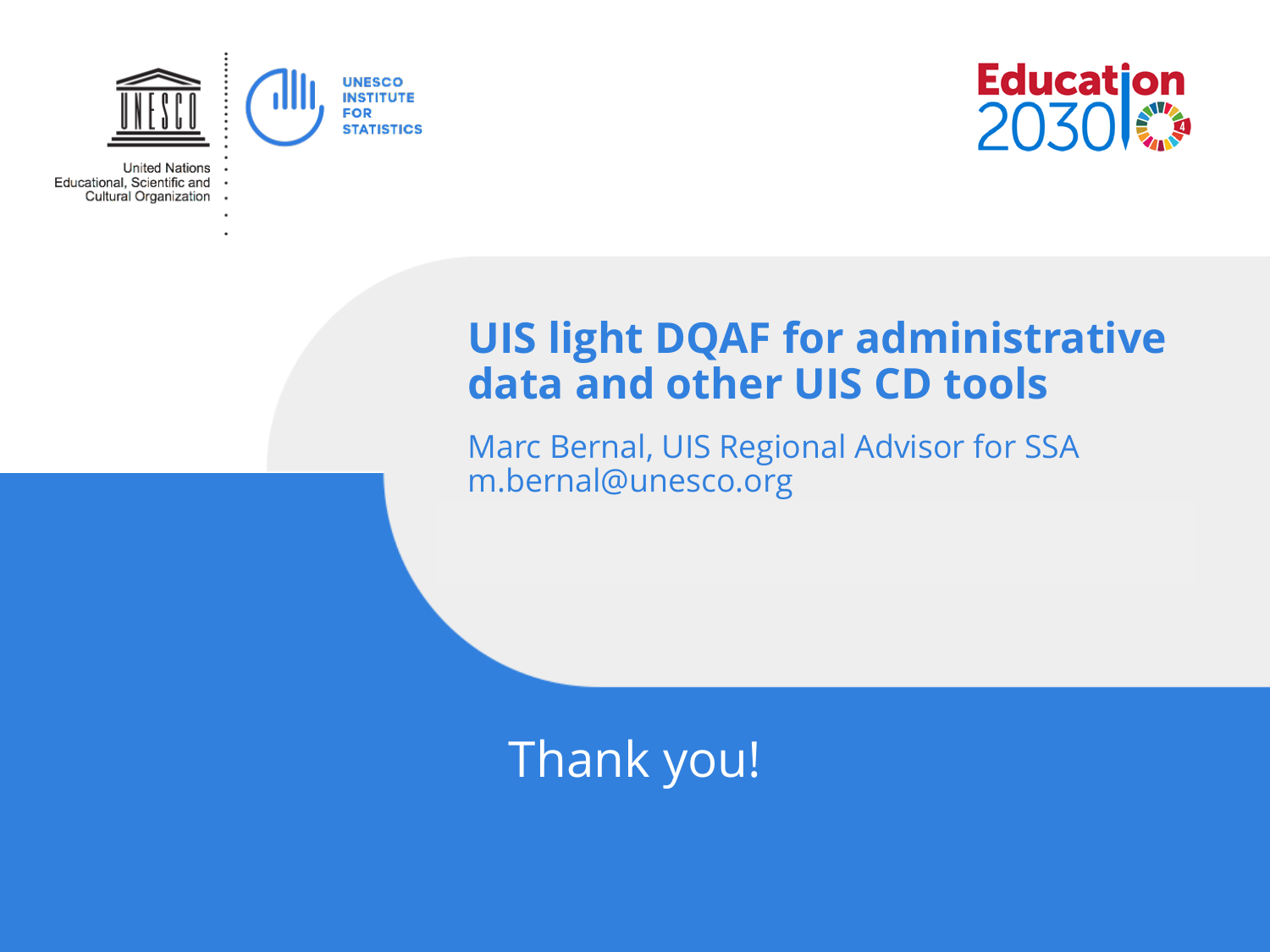United Nations Educational, Scientific and Cultural Organization

UNESCO INSTITUTE FOR STATISTICS

Education 2030

# UIS light DQAF for administrative data and other UIS CD tools

Marc Bernal, UIS Regional Advisor for SSA
m.bernal@unesco.org

Thank you!